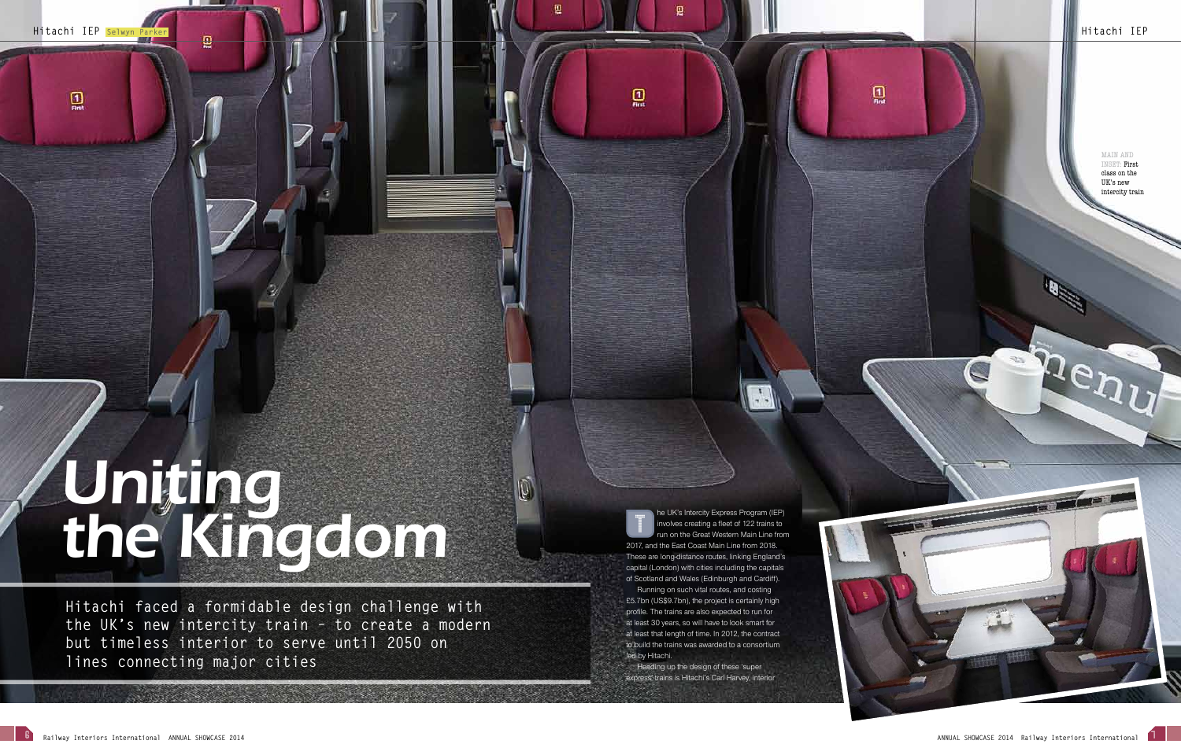# Uniting the Kingdom

**Hitachi faced a formidable design challenge with the UK's new intercity train – to create a modern but timeless interior to serve until 2050 on lines connecting major cities**

Selwyn Parker

The UK's Intercity Express Program (IEP) involves creating a fleet of 122 trains to run on the Great Western Main Line from 2017, and the East Coast Main Line from 2018. These are long-distance routes, linking England's capital (London) with cities including the capitals of Scotland and Wales (Edinburgh and Cardiff).

Running on such vital routes, and costing £5.7bn (US$9.7bn), the project is certainly high profile. The trains are also expected to run for at least 30 years, so will have to look smart for at least that length of time. In 2012, the contract to build the trains was awarded to a consortium led by Hitachi.

Heading up the design of these 'super express' trains is Hitachi's Carl Harvey, interior

MAIN AND INSET: First class on the UK's new intercity train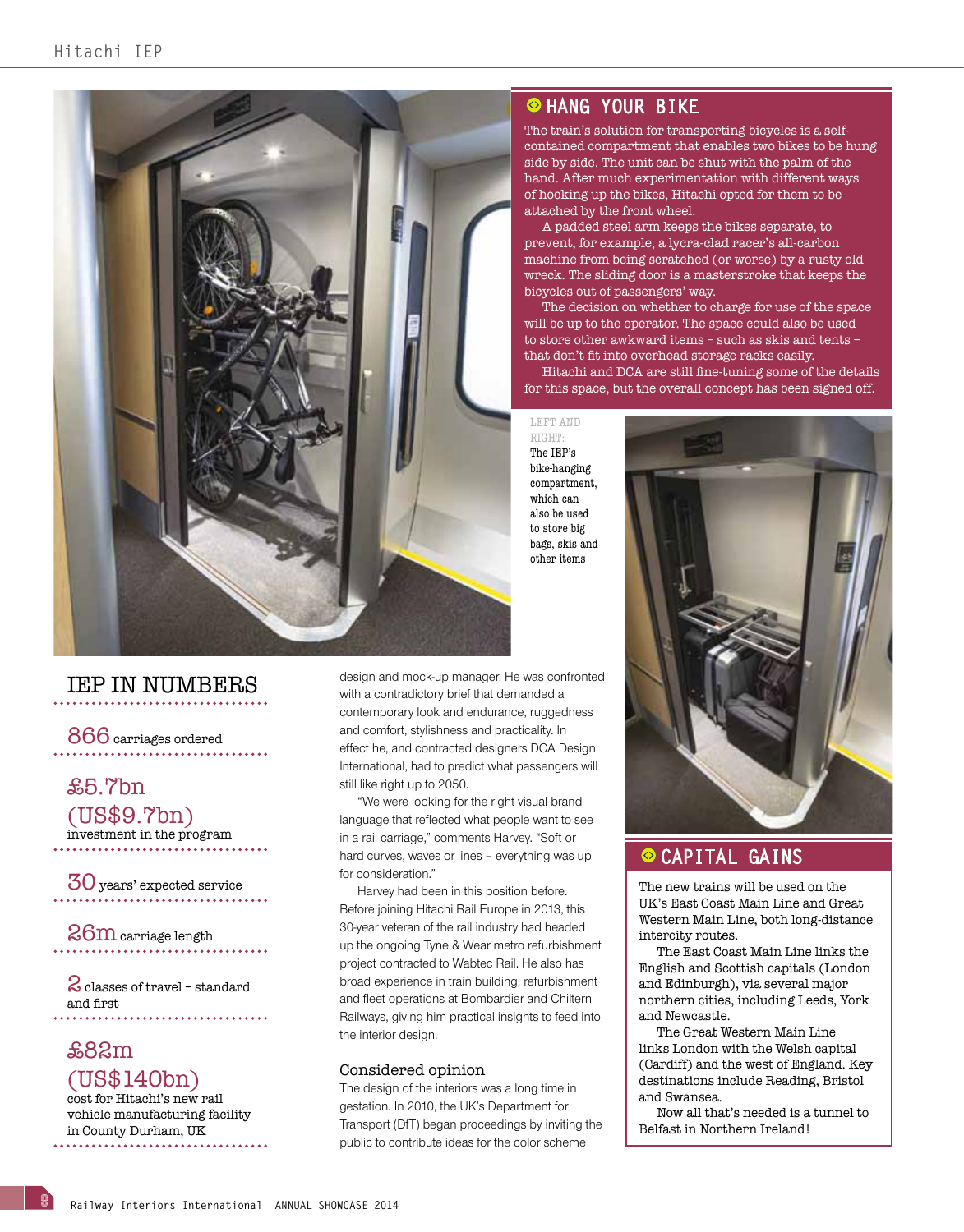## HANG YOUR BIKE

The train's solution for transporting bicycles is a self-contained compartment that enables two bikes to be hung side by side. The unit can be shut with the palm of the hand. After much experimentation with different ways of hooking up the bikes, Hitachi opted for them to be attached by the front wheel.

A padded steel arm keeps the bikes separate, to prevent, for example, a lycra-clad racer's all-carbon machine from being scratched (or worse) by a rusty old wreck. The sliding door is a masterstroke that keeps the bicycles out of passengers' way.

The decision on whether to charge for use of the space will be up to the operator. The space could also be used to store other awkward items – such as skis and tents – that don't fit into overhead storage racks easily.

Hitachi and DCA are still fine-tuning some of the details for this space, but the overall concept has been signed off.

LEFT AND RIGHT: The IEP's bike-hanging compartment, which can also be used to store big bags, skis and other items

## IEP IN NUMBERS

**866** carriages ordered

**£5.7bn (US$9.7bn)** investment in the program

**30** years' expected service

**26m** carriage length

**2** classes of travel – standard and first

**£82m (US$140bn)** cost for Hitachi's new rail vehicle manufacturing facility in County Durham, UK

design and mock-up manager. He was confronted with a contradictory brief that demanded a contemporary look and endurance, ruggedness and comfort, stylishness and practicality. In effect he, and contracted designers DCA Design International, had to predict what passengers will still like right up to 2050.

"We were looking for the right visual brand language that reflected what people want to see in a rail carriage," comments Harvey. "Soft or hard curves, waves or lines – everything was up for consideration."

Harvey had been in this position before. Before joining Hitachi Rail Europe in 2013, this 30-year veteran of the rail industry had headed up the ongoing Tyne & Wear metro refurbishment project contracted to Wabtec Rail. He also has broad experience in train building, refurbishment and fleet operations at Bombardier and Chiltern Railways, giving him practical insights to feed into the interior design.

### Considered opinion

The design of the interiors was a long time in gestation. In 2010, the UK's Department for Transport (DfT) began proceedings by inviting the public to contribute ideas for the color scheme

## CAPITAL GAINS

The new trains will be used on the UK's East Coast Main Line and Great Western Main Line, both long-distance intercity routes.

The East Coast Main Line links the English and Scottish capitals (London and Edinburgh), via several major northern cities, including Leeds, York and Newcastle.

The Great Western Main Line links London with the Welsh capital (Cardiff) and the west of England. Key destinations include Reading, Bristol and Swansea.

Now all that's needed is a tunnel to Belfast in Northern Ireland!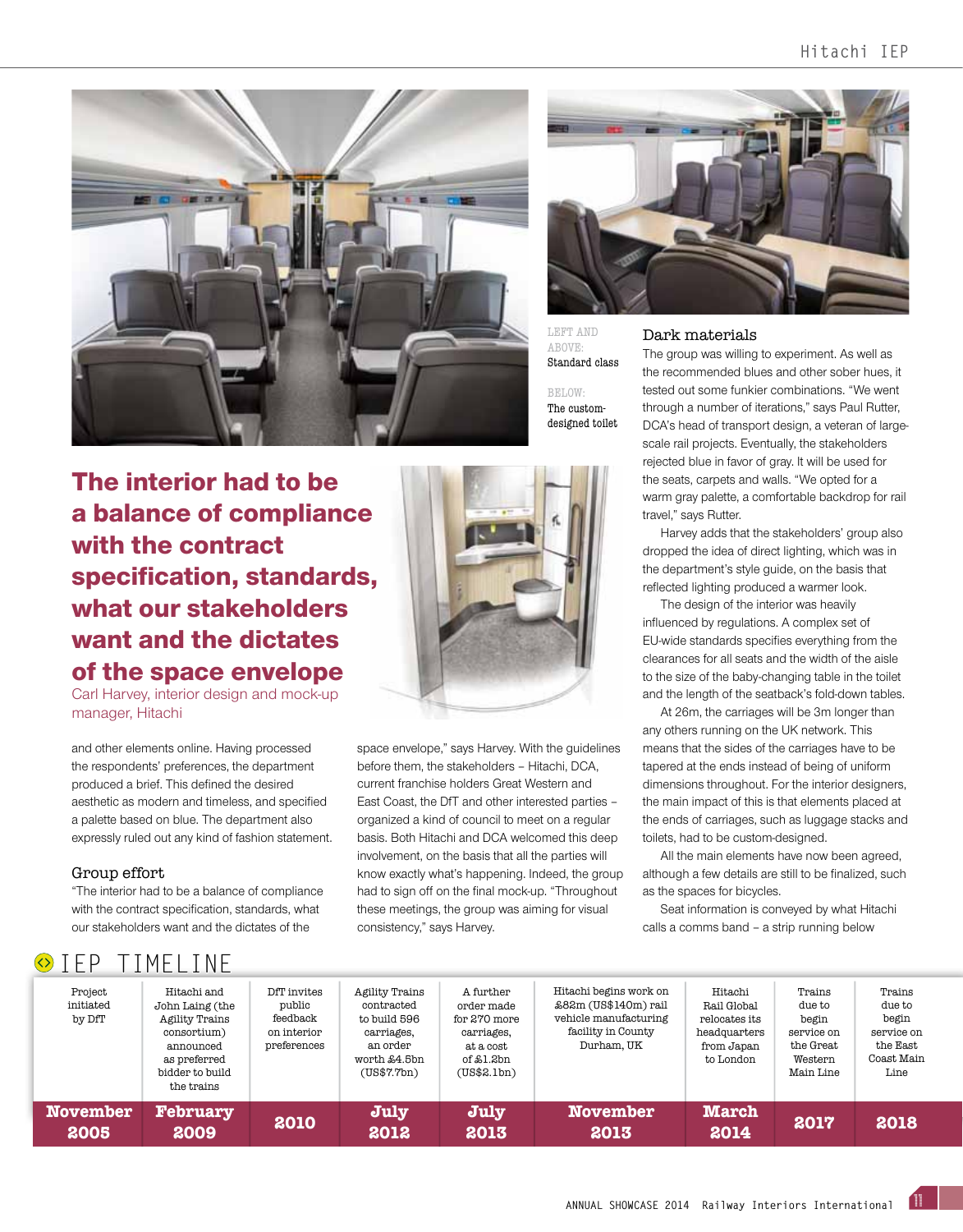LEFT AND ABOVE: Standard class

BELOW: The custom-designed toilet

**The interior had to be a balance of compliance with the contract specification, standards, what our stakeholders want and the dictates of the space envelope**
Carl Harvey, interior design and mock-up manager, Hitachi

and other elements online. Having processed the respondents' preferences, the department produced a brief. This defined the desired aesthetic as modern and timeless, and specified a palette based on blue. The department also expressly ruled out any kind of fashion statement.

### Group effort

"The interior had to be a balance of compliance with the contract specification, standards, what our stakeholders want and the dictates of the space envelope," says Harvey. With the guidelines before them, the stakeholders – Hitachi, DCA, current franchise holders Great Western and East Coast, the DfT and other interested parties – organized a kind of council to meet on a regular basis. Both Hitachi and DCA welcomed this deep involvement, on the basis that all the parties will know exactly what's happening. Indeed, the group had to sign off on the final mock-up. "Throughout these meetings, the group was aiming for visual consistency," says Harvey.

### Dark materials

The group was willing to experiment. As well as the recommended blues and other sober hues, it tested out some funkier combinations. "We went through a number of iterations," says Paul Rutter, DCA's head of transport design, a veteran of large-scale rail projects. Eventually, the stakeholders rejected blue in favor of gray. It will be used for the seats, carpets and walls. "We opted for a warm gray palette, a comfortable backdrop for rail travel," says Rutter.

Harvey adds that the stakeholders' group also dropped the idea of direct lighting, which was in the department's style guide, on the basis that reflected lighting produced a warmer look.

The design of the interior was heavily influenced by regulations. A complex set of EU-wide standards specifies everything from the clearances for all seats and the width of the aisle to the size of the baby-changing table in the toilet and the length of the seatback's fold-down tables.

At 26m, the carriages will be 3m longer than any others running on the UK network. This means that the sides of the carriages have to be tapered at the ends instead of being of uniform dimensions throughout. For the interior designers, the main impact of this is that elements placed at the ends of carriages, such as luggage stacks and toilets, had to be custom-designed.

All the main elements have now been agreed, although a few details are still to be finalized, such as the spaces for bicycles.

Seat information is conveyed by what Hitachi calls a comms band – a strip running below

## IEP TIMELINE

| November 2005 | February 2009 | 2010 | July 2012 | July 2013 | November 2013 | March 2014 | 2017 | 2018 |
|---|---|---|---|---|---|---|---|---|
| Project initiated by DfT | Hitachi and John Laing (the Agility Trains consortium) announced as preferred bidder to build the trains | DfT invites public feedback on interior preferences | Agility Trains contracted to build 596 carriages, an order worth £4.5bn (US$7.7bn) | A further order made for 270 more carriages, at a cost of £1.2bn (US$2.1bn) | Hitachi begins work on £82m (US$140m) rail vehicle manufacturing facility in County Durham, UK | Hitachi Rail Global relocates its headquarters from Japan to London | Trains due to begin service on the Great Western Main Line | Trains due to begin service on the East Coast Main Line |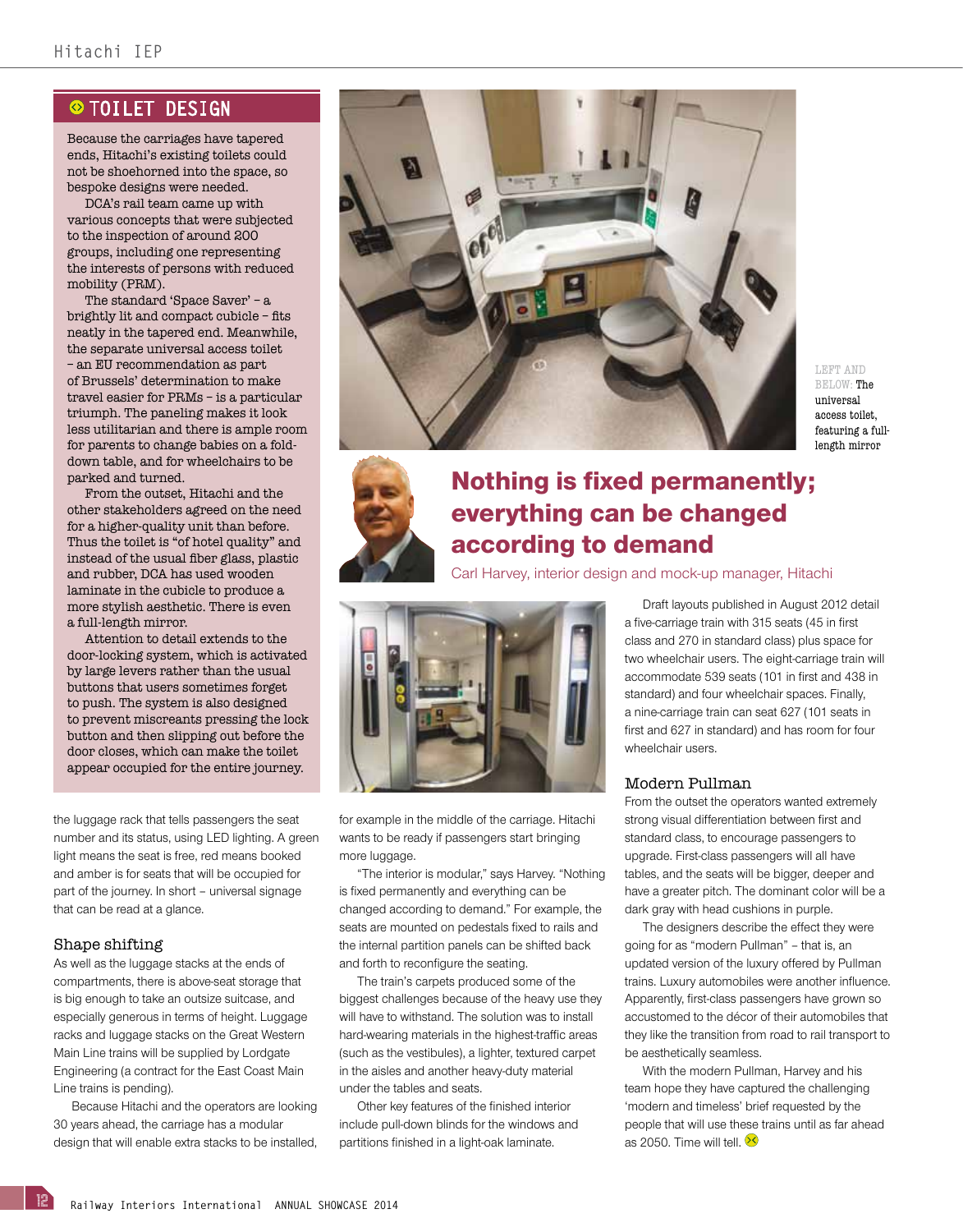## TOILET DESIGN

Because the carriages have tapered ends, Hitachi's existing toilets could not be shoehorned into the space, so bespoke designs were needed.

DCA's rail team came up with various concepts that were subjected to the inspection of around 200 groups, including one representing the interests of persons with reduced mobility (PRM).

The standard 'Space Saver' – a brightly lit and compact cubicle – fits neatly in the tapered end. Meanwhile, the separate universal access toilet – an EU recommendation as part of Brussels' determination to make travel easier for PRMs – is a particular triumph. The paneling makes it look less utilitarian and there is ample room for parents to change babies on a fold-down table, and for wheelchairs to be parked and turned.

From the outset, Hitachi and the other stakeholders agreed on the need for a higher-quality unit than before. Thus the toilet is "of hotel quality" and instead of the usual fiber glass, plastic and rubber, DCA has used wooden laminate in the cubicle to produce a more stylish aesthetic. There is even a full-length mirror.

Attention to detail extends to the door-locking system, which is activated by large levers rather than the usual buttons that users sometimes forget to push. The system is also designed to prevent miscreants pressing the look button and then slipping out before the door closes, which can make the toilet appear occupied for the entire journey.

LEFT AND BELOW: The universal access toilet, featuring a full-length mirror

**Nothing is fixed permanently; everything can be changed according to demand**

Carl Harvey, interior design and mock-up manager, Hitachi

the luggage rack that tells passengers the seat number and its status, using LED lighting. A green light means the seat is free, red means booked and amber is for seats that will be occupied for part of the journey. In short – universal signage that can be read at a glance.

### Shape shifting

As well as the luggage stacks at the ends of compartments, there is above-seat storage that is big enough to take an outsize suitcase, and especially generous in terms of height. Luggage racks and luggage stacks on the Great Western Main Line trains will be supplied by Lordgate Engineering (a contract for the East Coast Main Line trains is pending).

Because Hitachi and the operators are looking 30 years ahead, the carriage has a modular design that will enable extra stacks to be installed, for example in the middle of the carriage. Hitachi wants to be ready if passengers start bringing more luggage.

"The interior is modular," says Harvey. "Nothing is fixed permanently and everything can be changed according to demand." For example, the seats are mounted on pedestals fixed to rails and the internal partition panels can be shifted back and forth to reconfigure the seating.

The train's carpets produced some of the biggest challenges because of the heavy use they will have to withstand. The solution was to install hard-wearing materials in the highest-traffic areas (such as the vestibules), a lighter, textured carpet in the aisles and another heavy-duty material under the tables and seats.

Other key features of the finished interior include pull-down blinds for the windows and partitions finished in a light-oak laminate.

Draft layouts published in August 2012 detail a five-carriage train with 315 seats (45 in first class and 270 in standard class) plus space for two wheelchair users. The eight-carriage train will accommodate 539 seats (101 in first and 438 in standard) and four wheelchair spaces. Finally, a nine-carriage train can seat 627 (101 seats in first and 627 in standard) and has room for four wheelchair users.

### Modern Pullman

From the outset the operators wanted extremely strong visual differentiation between first and standard class, to encourage passengers to upgrade. First-class passengers will all have tables, and the seats will be bigger, deeper and have a greater pitch. The dominant color will be a dark gray with head cushions in purple.

The designers describe the effect they were going for as "modern Pullman" – that is, an updated version of the luxury offered by Pullman trains. Luxury automobiles were another influence. Apparently, first-class passengers have grown so accustomed to the décor of their automobiles that they like the transition from road to rail transport to be aesthetically seamless.

With the modern Pullman, Harvey and his team hope they have captured the challenging 'modern and timeless' brief requested by the people that will use these trains until as far ahead as 2050. Time will tell.